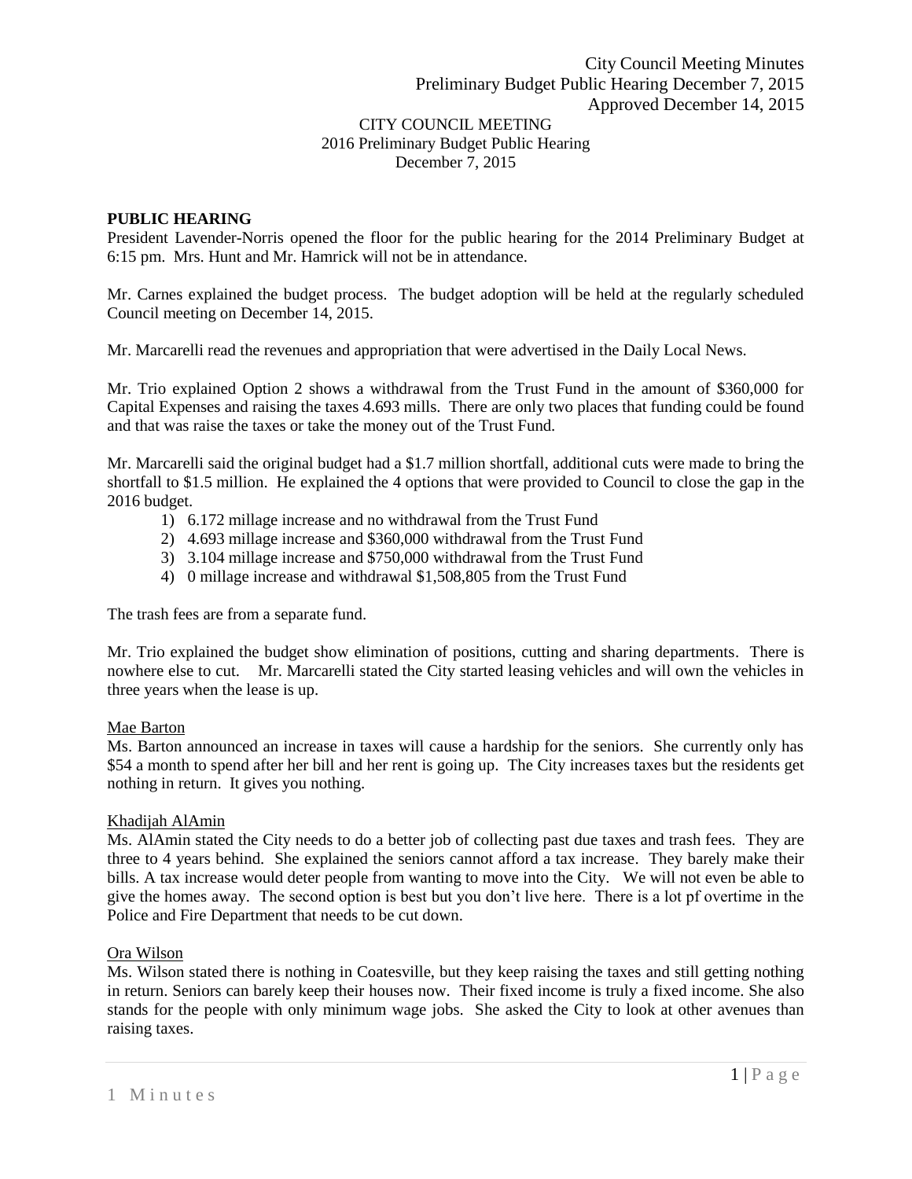CITY COUNCIL MEETING
2016 Preliminary Budget Public Hearing
December 7, 2015

**PUBLIC HEARING**

President Lavender-Norris opened the floor for the public hearing for the 2014 Preliminary Budget at 6:15 pm. Mrs. Hunt and Mr. Hamrick will not be in attendance.

Mr. Carnes explained the budget process. The budget adoption will be held at the regularly scheduled Council meeting on December 14, 2015.

Mr. Marcarelli read the revenues and appropriation that were advertised in the Daily Local News.

Mr. Trio explained Option 2 shows a withdrawal from the Trust Fund in the amount of $360,000 for Capital Expenses and raising the taxes 4.693 mills. There are only two places that funding could be found and that was raise the taxes or take the money out of the Trust Fund.

Mr. Marcarelli said the original budget had a $1.7 million shortfall, additional cuts were made to bring the shortfall to $1.5 million. He explained the 4 options that were provided to Council to close the gap in the 2016 budget.

1) 6.172 millage increase and no withdrawal from the Trust Fund
2) 4.693 millage increase and $360,000 withdrawal from the Trust Fund
3) 3.104 millage increase and $750,000 withdrawal from the Trust Fund
4) 0 millage increase and withdrawal $1,508,805 from the Trust Fund

The trash fees are from a separate fund.

Mr. Trio explained the budget show elimination of positions, cutting and sharing departments. There is nowhere else to cut. Mr. Marcarelli stated the City started leasing vehicles and will own the vehicles in three years when the lease is up.

Mae Barton

Ms. Barton announced an increase in taxes will cause a hardship for the seniors. She currently only has $54 a month to spend after her bill and her rent is going up. The City increases taxes but the residents get nothing in return. It gives you nothing.

Khadijah AlAmin

Ms. AlAmin stated the City needs to do a better job of collecting past due taxes and trash fees. They are three to 4 years behind. She explained the seniors cannot afford a tax increase. They barely make their bills. A tax increase would deter people from wanting to move into the City. We will not even be able to give the homes away. The second option is best but you don't live here. There is a lot pf overtime in the Police and Fire Department that needs to be cut down.

Ora Wilson

Ms. Wilson stated there is nothing in Coatesville, but they keep raising the taxes and still getting nothing in return. Seniors can barely keep their houses now. Their fixed income is truly a fixed income. She also stands for the people with only minimum wage jobs. She asked the City to look at other avenues than raising taxes.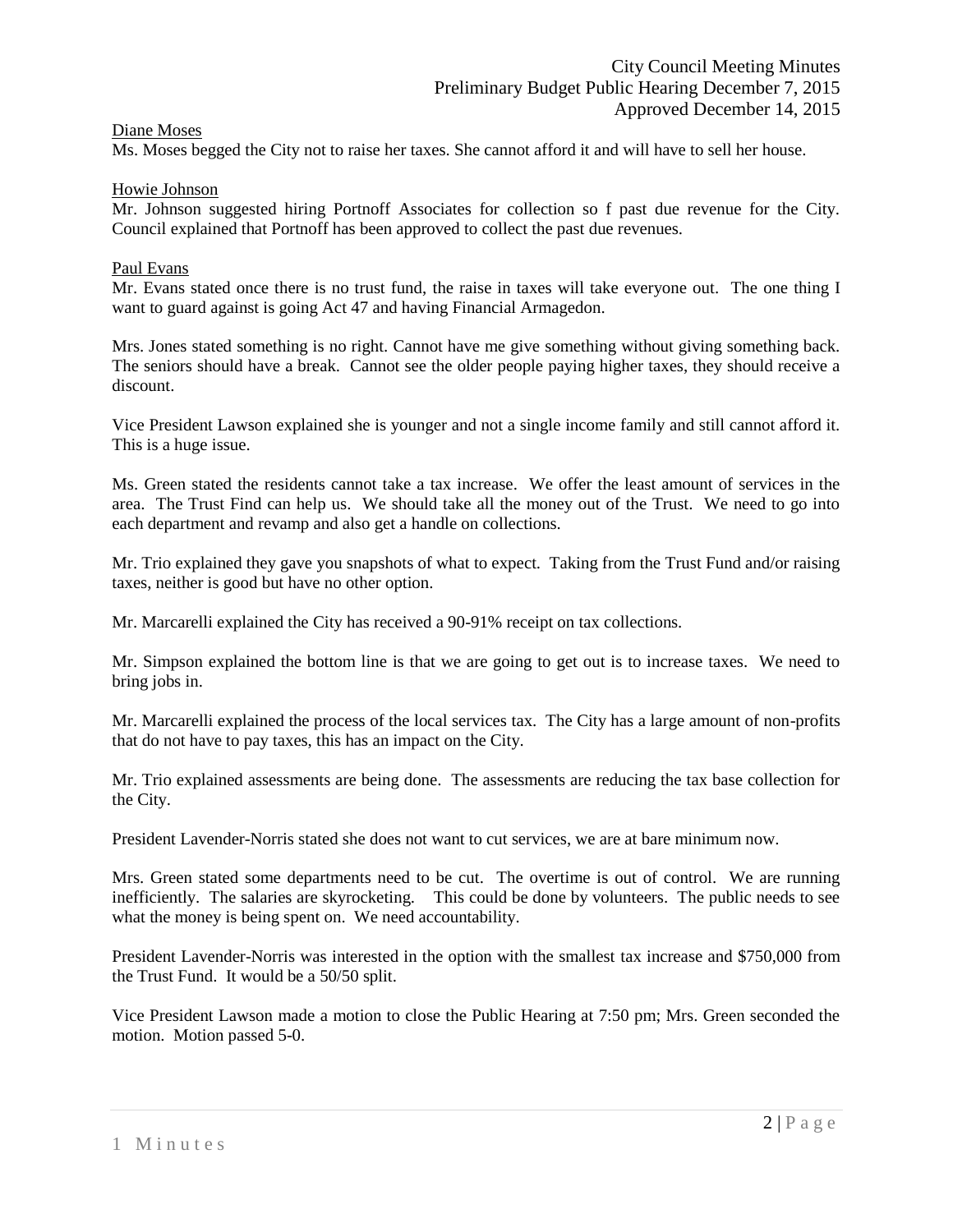Diane Moses
Ms. Moses begged the City not to raise her taxes. She cannot afford it and will have to sell her house.

Howie Johnson
Mr. Johnson suggested hiring Portnoff Associates for collection so f past due revenue for the City. Council explained that Portnoff has been approved to collect the past due revenues.

Paul Evans
Mr. Evans stated once there is no trust fund, the raise in taxes will take everyone out. The one thing I want to guard against is going Act 47 and having Financial Armagedon.

Mrs. Jones stated something is no right. Cannot have me give something without giving something back. The seniors should have a break. Cannot see the older people paying higher taxes, they should receive a discount.

Vice President Lawson explained she is younger and not a single income family and still cannot afford it. This is a huge issue.

Ms. Green stated the residents cannot take a tax increase. We offer the least amount of services in the area. The Trust Find can help us. We should take all the money out of the Trust. We need to go into each department and revamp and also get a handle on collections.

Mr. Trio explained they gave you snapshots of what to expect. Taking from the Trust Fund and/or raising taxes, neither is good but have no other option.

Mr. Marcarelli explained the City has received a 90-91% receipt on tax collections.

Mr. Simpson explained the bottom line is that we are going to get out is to increase taxes. We need to bring jobs in.

Mr. Marcarelli explained the process of the local services tax. The City has a large amount of non-profits that do not have to pay taxes, this has an impact on the City.

Mr. Trio explained assessments are being done. The assessments are reducing the tax base collection for the City.

President Lavender-Norris stated she does not want to cut services, we are at bare minimum now.

Mrs. Green stated some departments need to be cut. The overtime is out of control. We are running inefficiently. The salaries are skyrocketing. This could be done by volunteers. The public needs to see what the money is being spent on. We need accountability.

President Lavender-Norris was interested in the option with the smallest tax increase and $750,000 from the Trust Fund. It would be a 50/50 split.

Vice President Lawson made a motion to close the Public Hearing at 7:50 pm; Mrs. Green seconded the motion. Motion passed 5-0.